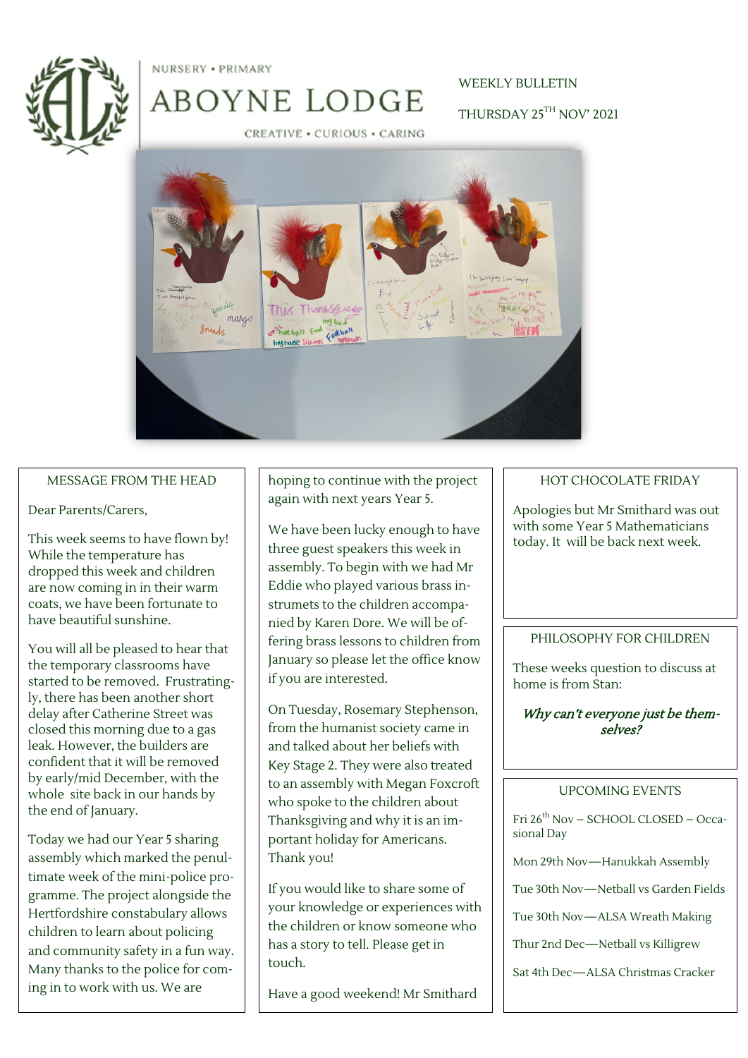NURSERY • PRIMARY

# ABOYNE LODGE

CREATIVE • CURIOUS • CARING

WEEKLY BULLETIN

THURSDAY 25TH NOV' 2021

## MESSAGE FROM THE HEAD

Dear Parents/Carers,

This week seems to have flown by! While the temperature has dropped this week and children are now coming in in their warm coats, we have been fortunate to have beautiful sunshine.

You will all be pleased to hear that the temporary classrooms have started to be removed. Frustratingly, there has been another short delay after Catherine Street was closed this morning due to a gas leak. However, the builders are confident that it will be removed by early/mid December, with the whole site back in our hands by the end of January.

Today we had our Year 5 sharing assembly which marked the penultimate week of the mini-police programme. The project alongside the Hertfordshire constabulary allows children to learn about policing and community safety in a fun way. Many thanks to the police for coming in to work with us. We are hoping to continue with the project again with next years Year 5.

We have been lucky enough to have three guest speakers this week in assembly. To begin with we had Mr Eddie who played various brass instrumets to the children accompanied by Karen Dore. We will be offering brass lessons to children from January so please let the office know if you are interested.

On Tuesday, Rosemary Stephenson, from the humanist society came in and talked about her beliefs with Key Stage 2. They were also treated to an assembly with Megan Foxcroft who spoke to the children about Thanksgiving and why it is an important holiday for Americans. Thank you!

If you would like to share some of your knowledge or experiences with the children or know someone who has a story to tell. Please get in touch.

Have a good weekend! Mr Smithard

## HOT CHOCOLATE FRIDAY

Apologies but Mr Smithard was out with some Year 5 Mathematicians today. It will be back next week.

## PHILOSOPHY FOR CHILDREN

These weeks question to discuss at home is from Stan:

***Why can't everyone just be themselves?***

## UPCOMING EVENTS

Fri 26th Nov – SCHOOL CLOSED – Occasional Day

Mon 29th Nov—Hanukkah Assembly

Tue 30th Nov—Netball vs Garden Fields

Tue 30th Nov—ALSA Wreath Making

Thur 2nd Dec—Netball vs Killigrew

Sat 4th Dec—ALSA Christmas Cracker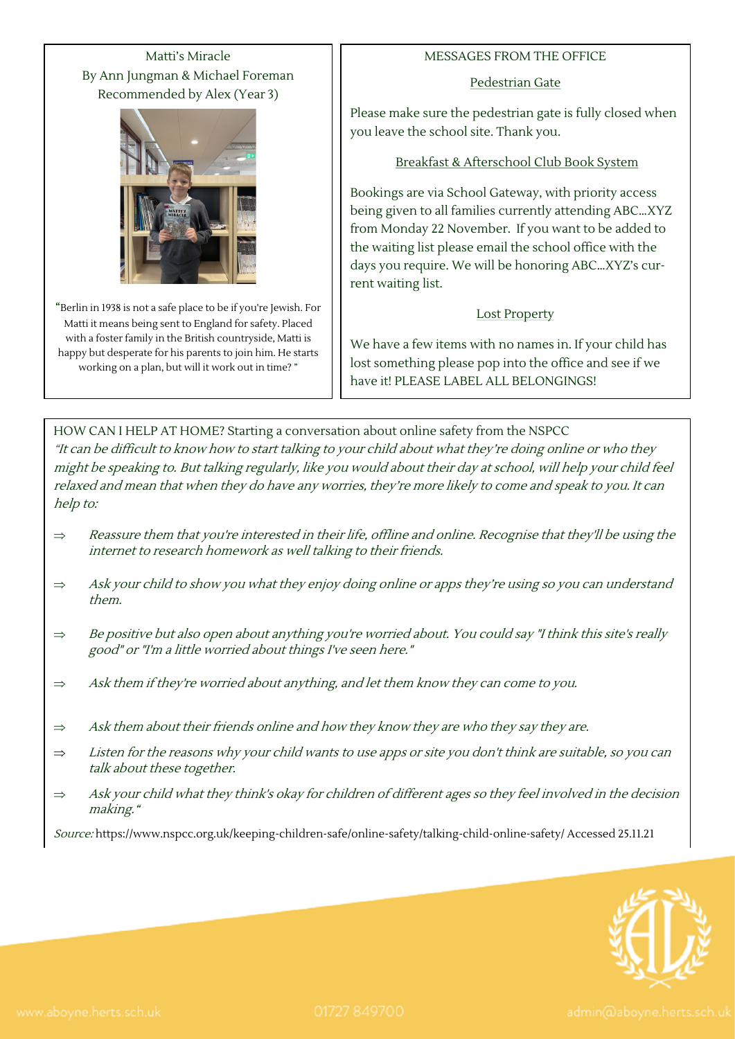Matti's Miracle

By Ann Jungman & Michael Foreman

Recommended by Alex (Year 3)

"Berlin in 1938 is not a safe place to be if you're Jewish. For Matti it means being sent to England for safety. Placed with a foster family in the British countryside, Matti is happy but desperate for his parents to join him. He starts working on a plan, but will it work out in time? "

MESSAGES FROM THE OFFICE

Pedestrian Gate

Please make sure the pedestrian gate is fully closed when you leave the school site. Thank you.

Breakfast & Afterschool Club Book System

Bookings are via School Gateway, with priority access being given to all families currently attending ABC...XYZ from Monday 22 November. If you want to be added to the waiting list please email the school office with the days you require. We will be honoring ABC...XYZ's current waiting list.

Lost Property

We have a few items with no names in. If your child has lost something please pop into the office and see if we have it! PLEASE LABEL ALL BELONGINGS!

HOW CAN I HELP AT HOME? Starting a conversation about online safety from the NSPCC

*"It can be difficult to know how to start talking to your child about what they're doing online or who they might be speaking to. But talking regularly, like you would about their day at school, will help your child feel relaxed and mean that when they do have any worries, they're more likely to come and speak to you. It can help to:*

- *Reassure them that you're interested in their life, offline and online. Recognise that they'll be using the internet to research homework as well talking to their friends.*
- *Ask your child to show you what they enjoy doing online or apps they're using so you can understand them.*
- *Be positive but also open about anything you're worried about. You could say "I think this site's really good" or "I'm a little worried about things I've seen here."*
- *Ask them if they're worried about anything, and let them know they can come to you.*
- *Ask them about their friends online and how they know they are who they say they are.*
- *Listen for the reasons why your child wants to use apps or site you don't think are suitable, so you can talk about these together.*
- *Ask your child what they think's okay for children of different ages so they feel involved in the decision making."*

*Source:* https://www.nspcc.org.uk/keeping-children-safe/online-safety/talking-child-online-safety/ Accessed 25.11.21